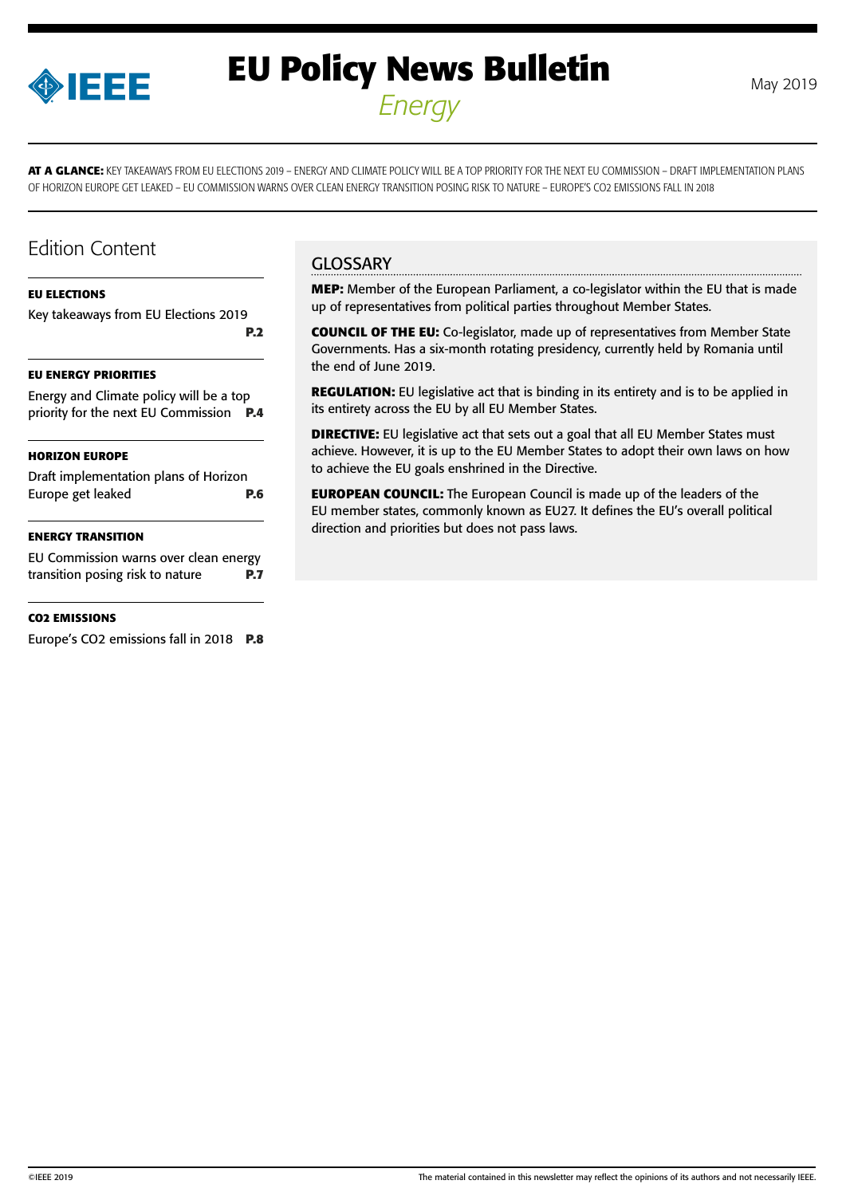# EU Policy News Bulletin

*Energy*

May 2019

**AT A GLANCE:** KEY TAKEAWAYS FROM EU ELECTIONS 2019 – ENERGY AND CLIMATE POLICY WILL BE A TOP PRIORITY FOR THE NEXT EU COMMISSION – DRAFT IMPLEMENTATION PLANS OF HORIZON EUROPE GET LEAKED – EU COMMISSION WARNS OVER CLEAN ENERGY TRANSITION POSING RISK TO NATURE – EUROPE'S CO2 EMISSIONS FALL IN 2018

## Edition Content

**EU ELECTIONS**

Key takeaways from EU Elections 2019 **P.2**

**EU ENERGY PRIORITIES**

Energy and Climate policy will be a top priority for the next EU Commission **P.4**

**HORIZON EUROPE**

Draft implementation plans of Horizon Europe get leaked **P.6**

**ENERGY TRANSITION**

EU Commission warns over clean energy transition posing risk to nature **P.7**

**CO2 EMISSIONS**

Europe's CO2 emissions fall in 2018 **P.8**

## GLOSSARY

**MEP:** Member of the European Parliament, a co-legislator within the EU that is made up of representatives from political parties throughout Member States.

**COUNCIL OF THE EU:** Co-legislator, made up of representatives from Member State Governments. Has a six-month rotating presidency, currently held by Romania until the end of June 2019.

**REGULATION:** EU legislative act that is binding in its entirety and is to be applied in its entirety across the EU by all EU Member States.

**DIRECTIVE:** EU legislative act that sets out a goal that all EU Member States must achieve. However, it is up to the EU Member States to adopt their own laws on how to achieve the EU goals enshrined in the Directive.

**EUROPEAN COUNCIL:** The European Council is made up of the leaders of the EU member states, commonly known as EU27. It defines the EU's overall political direction and priorities but does not pass laws.

©IEEE 2019

The material contained in this newsletter may reflect the opinions of its authors and not necessarily IEEE.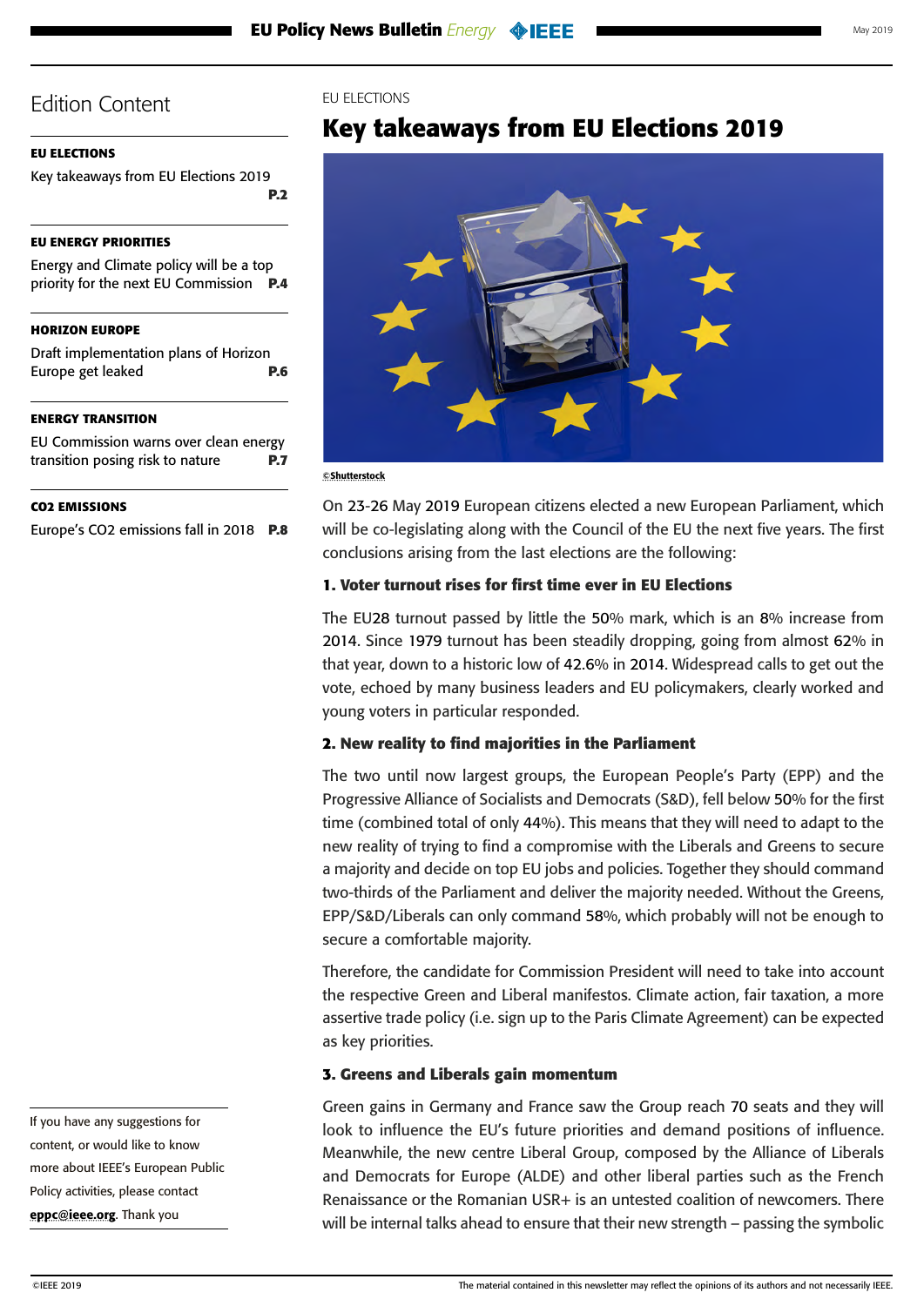## Edition Content

**EU ELECTIONS**

Key takeaways from EU Elections 2019 **P.2**

**EU ENERGY PRIORITIES**

Energy and Climate policy will be a top priority for the next EU Commission **P.4**

**HORIZON EUROPE**

Draft implementation plans of Horizon Europe get leaked **P.6**

**ENERGY TRANSITION**

EU Commission warns over clean energy transition posing risk to nature **P.7**

**CO2 EMISSIONS**

Europe's CO2 emissions fall in 2018 **P.8**

If you have any suggestions for content, or would like to know more about IEEE's European Public Policy activities, please contact **eppc@ieee.org**. Thank you

EU ELECTIONS

# Key takeaways from EU Elections 2019

©Shutterstock

On 23-26 May 2019 European citizens elected a new European Parliament, which will be co-legislating along with the Council of the EU the next five years. The first conclusions arising from the last elections are the following:

### 1. Voter turnout rises for first time ever in EU Elections

The EU28 turnout passed by little the 50% mark, which is an 8% increase from 2014. Since 1979 turnout has been steadily dropping, going from almost 62% in that year, down to a historic low of 42.6% in 2014. Widespread calls to get out the vote, echoed by many business leaders and EU policymakers, clearly worked and young voters in particular responded.

### 2. New reality to find majorities in the Parliament

The two until now largest groups, the European People's Party (EPP) and the Progressive Alliance of Socialists and Democrats (S&D), fell below 50% for the first time (combined total of only 44%). This means that they will need to adapt to the new reality of trying to find a compromise with the Liberals and Greens to secure a majority and decide on top EU jobs and policies. Together they should command two-thirds of the Parliament and deliver the majority needed. Without the Greens, EPP/S&D/Liberals can only command 58%, which probably will not be enough to secure a comfortable majority.

Therefore, the candidate for Commission President will need to take into account the respective Green and Liberal manifestos. Climate action, fair taxation, a more assertive trade policy (i.e. sign up to the Paris Climate Agreement) can be expected as key priorities.

### 3. Greens and Liberals gain momentum

Green gains in Germany and France saw the Group reach 70 seats and they will look to influence the EU's future priorities and demand positions of influence. Meanwhile, the new centre Liberal Group, composed by the Alliance of Liberals and Democrats for Europe (ALDE) and other liberal parties such as the French Renaissance or the Romanian USR+ is an untested coalition of newcomers. There will be internal talks ahead to ensure that their new strength – passing the symbolic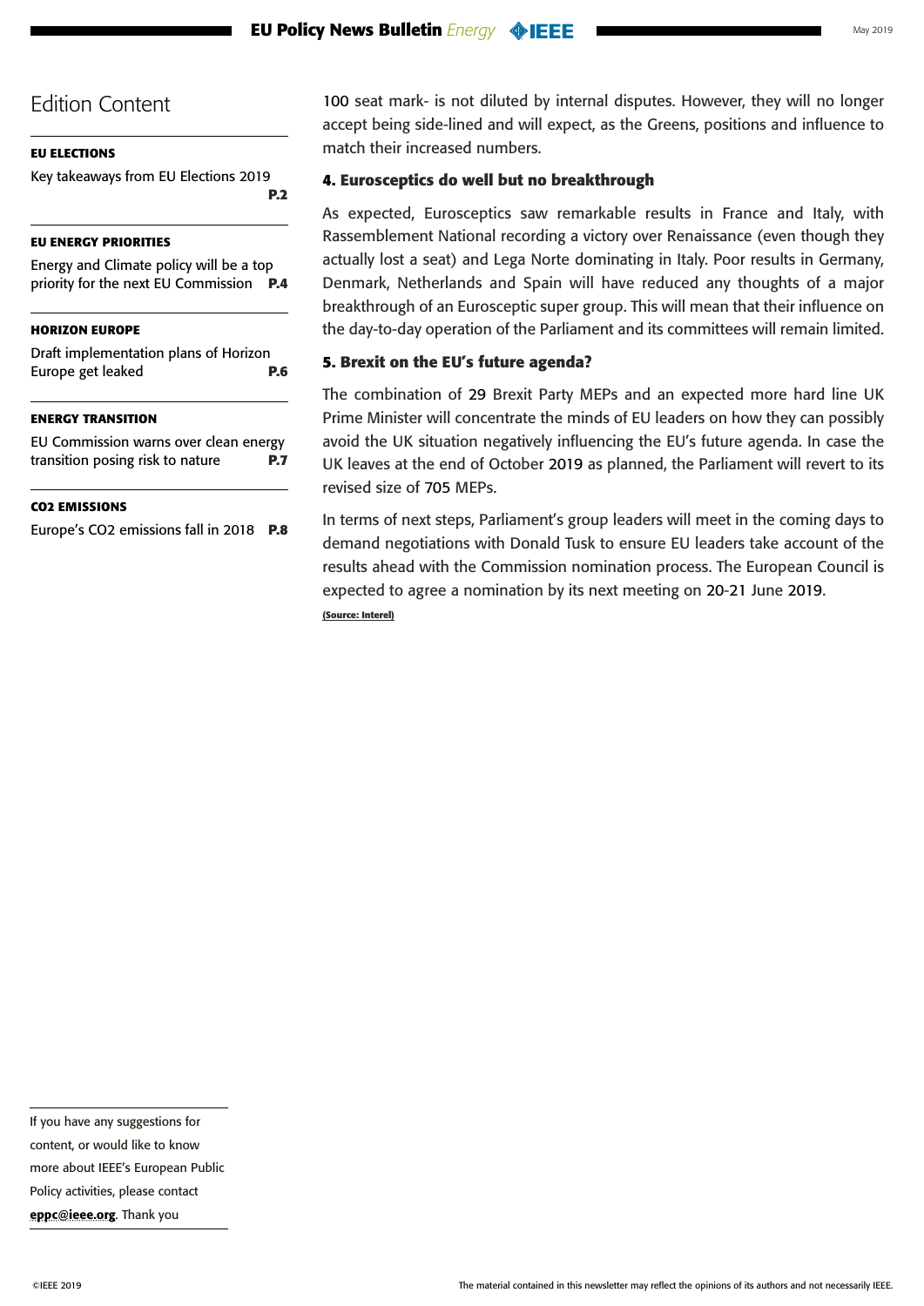## Edition Content

**EU ELECTIONS**

Key takeaways from EU Elections 2019 **P.2**

**EU ENERGY PRIORITIES**

Energy and Climate policy will be a top priority for the next EU Commission **P.4**

**HORIZON EUROPE**

Draft implementation plans of Horizon Europe get leaked **P.6**

**ENERGY TRANSITION**

EU Commission warns over clean energy transition posing risk to nature **P.7**

**CO2 EMISSIONS**

Europe's CO2 emissions fall in 2018 **P.8**

If you have any suggestions for content, or would like to know more about IEEE's European Public Policy activities, please contact **eppc@ieee.org**. Thank you

100 seat mark- is not diluted by internal disputes. However, they will no longer accept being side-lined and will expect, as the Greens, positions and influence to match their increased numbers.

### 4. Eurosceptics do well but no breakthrough

As expected, Eurosceptics saw remarkable results in France and Italy, with Rassemblement National recording a victory over Renaissance (even though they actually lost a seat) and Lega Norte dominating in Italy. Poor results in Germany, Denmark, Netherlands and Spain will have reduced any thoughts of a major breakthrough of an Eurosceptic super group. This will mean that their influence on the day-to-day operation of the Parliament and its committees will remain limited.

### 5. Brexit on the EU's future agenda?

The combination of 29 Brexit Party MEPs and an expected more hard line UK Prime Minister will concentrate the minds of EU leaders on how they can possibly avoid the UK situation negatively influencing the EU's future agenda. In case the UK leaves at the end of October 2019 as planned, the Parliament will revert to its revised size of 705 MEPs.

In terms of next steps, Parliament's group leaders will meet in the coming days to demand negotiations with Donald Tusk to ensure EU leaders take account of the results ahead with the Commission nomination process. The European Council is expected to agree a nomination by its next meeting on 20-21 June 2019.

**(Source: Interel)**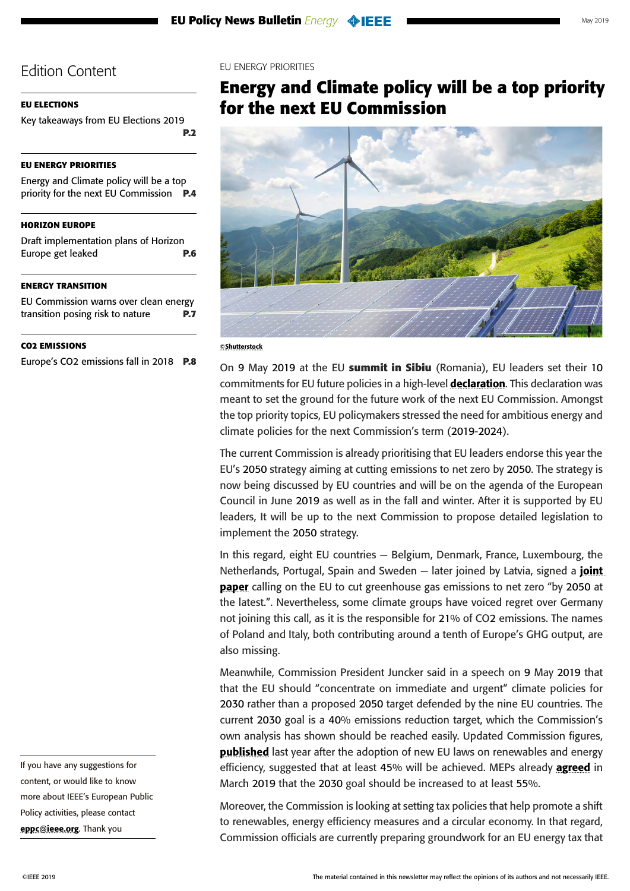## Edition Content

**EU ELECTIONS**

Key takeaways from EU Elections 2019 **P.2**

**EU ENERGY PRIORITIES**

Energy and Climate policy will be a top priority for the next EU Commission **P.4**

**HORIZON EUROPE**

Draft implementation plans of Horizon Europe get leaked **P.6**

**ENERGY TRANSITION**

EU Commission warns over clean energy transition posing risk to nature **P.7**

**CO2 EMISSIONS**

Europe's CO2 emissions fall in 2018 **P.8**

If you have any suggestions for content, or would like to know more about IEEE's European Public Policy activities, please contact **eppc@ieee.org**. Thank you

EU ENERGY PRIORITIES

# Energy and Climate policy will be a top priority for the next EU Commission

**©Shutterstock**

On 9 May 2019 at the EU **summit in Sibiu** (Romania), EU leaders set their 10 commitments for EU future policies in a high-level **declaration**. This declaration was meant to set the ground for the future work of the next EU Commission. Amongst the top priority topics, EU policymakers stressed the need for ambitious energy and climate policies for the next Commission's term (2019-2024).

The current Commission is already prioritising that EU leaders endorse this year the EU's 2050 strategy aiming at cutting emissions to net zero by 2050. The strategy is now being discussed by EU countries and will be on the agenda of the European Council in June 2019 as well as in the fall and winter. After it is supported by EU leaders, It will be up to the next Commission to propose detailed legislation to implement the 2050 strategy.

In this regard, eight EU countries – Belgium, Denmark, France, Luxembourg, the Netherlands, Portugal, Spain and Sweden – later joined by Latvia, signed a **joint paper** calling on the EU to cut greenhouse gas emissions to net zero "by 2050 at the latest.". Nevertheless, some climate groups have voiced regret over Germany not joining this call, as it is the responsible for 21% of $CO_2$ emissions. The names of Poland and Italy, both contributing around a tenth of Europe's GHG output, are also missing.

Meanwhile, Commission President Juncker said in a speech on 9 May 2019 that that the EU should "concentrate on immediate and urgent" climate policies for 2030 rather than a proposed 2050 target defended by the nine EU countries. The current 2030 goal is a 40% emissions reduction target, which the Commission's own analysis has shown should be reached easily. Updated Commission figures, **published** last year after the adoption of new EU laws on renewables and energy efficiency, suggested that at least 45% will be achieved. MEPs already **agreed** in March 2019 that the 2030 goal should be increased to at least 55%.

Moreover, the Commission is looking at setting tax policies that help promote a shift to renewables, energy efficiency measures and a circular economy. In that regard, Commission officials are currently preparing groundwork for an EU energy tax that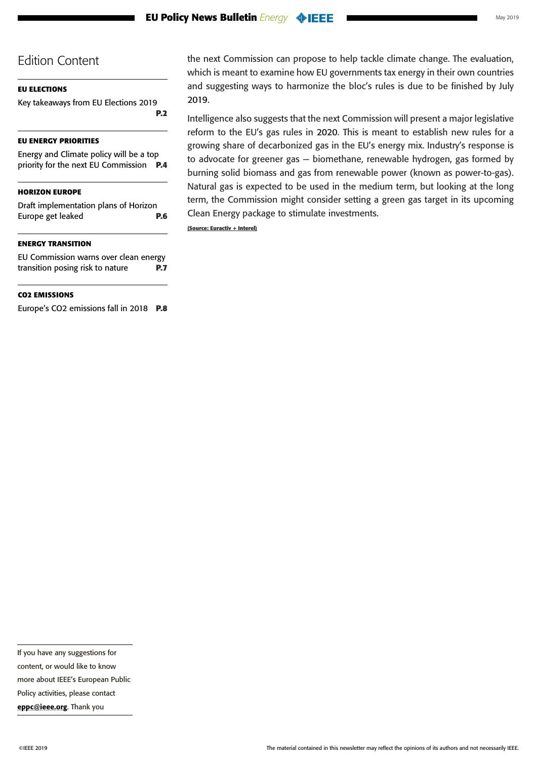## Edition Content

**EU ELECTIONS**

Key takeaways from EU Elections 2019 **P.2**

**EU ENERGY PRIORITIES**

Energy and Climate policy will be a top priority for the next EU Commission **P.4**

**HORIZON EUROPE**

Draft implementation plans of Horizon Europe get leaked **P.6**

**ENERGY TRANSITION**

EU Commission warns over clean energy transition posing risk to nature **P.7**

**CO2 EMISSIONS**

Europe's CO2 emissions fall in 2018 **P.8**

If you have any suggestions for content, or would like to know more about IEEE's European Public Policy activities, please contact **eppc@ieee.org**. Thank you

the next Commission can propose to help tackle climate change. The evaluation, which is meant to examine how EU governments tax energy in their own countries and suggesting ways to harmonize the bloc's rules is due to be finished by July 2019.

Intelligence also suggests that the next Commission will present a major legislative reform to the EU's gas rules in 2020. This is meant to establish new rules for a growing share of decarbonized gas in the EU's energy mix. Industry's response is to advocate for greener gas — biomethane, renewable hydrogen, gas formed by burning solid biomass and gas from renewable power (known as power-to-gas). Natural gas is expected to be used in the medium term, but looking at the long term, the Commission might consider setting a green gas target in its upcoming Clean Energy package to stimulate investments.

**(Source: Euractiv + Interel)**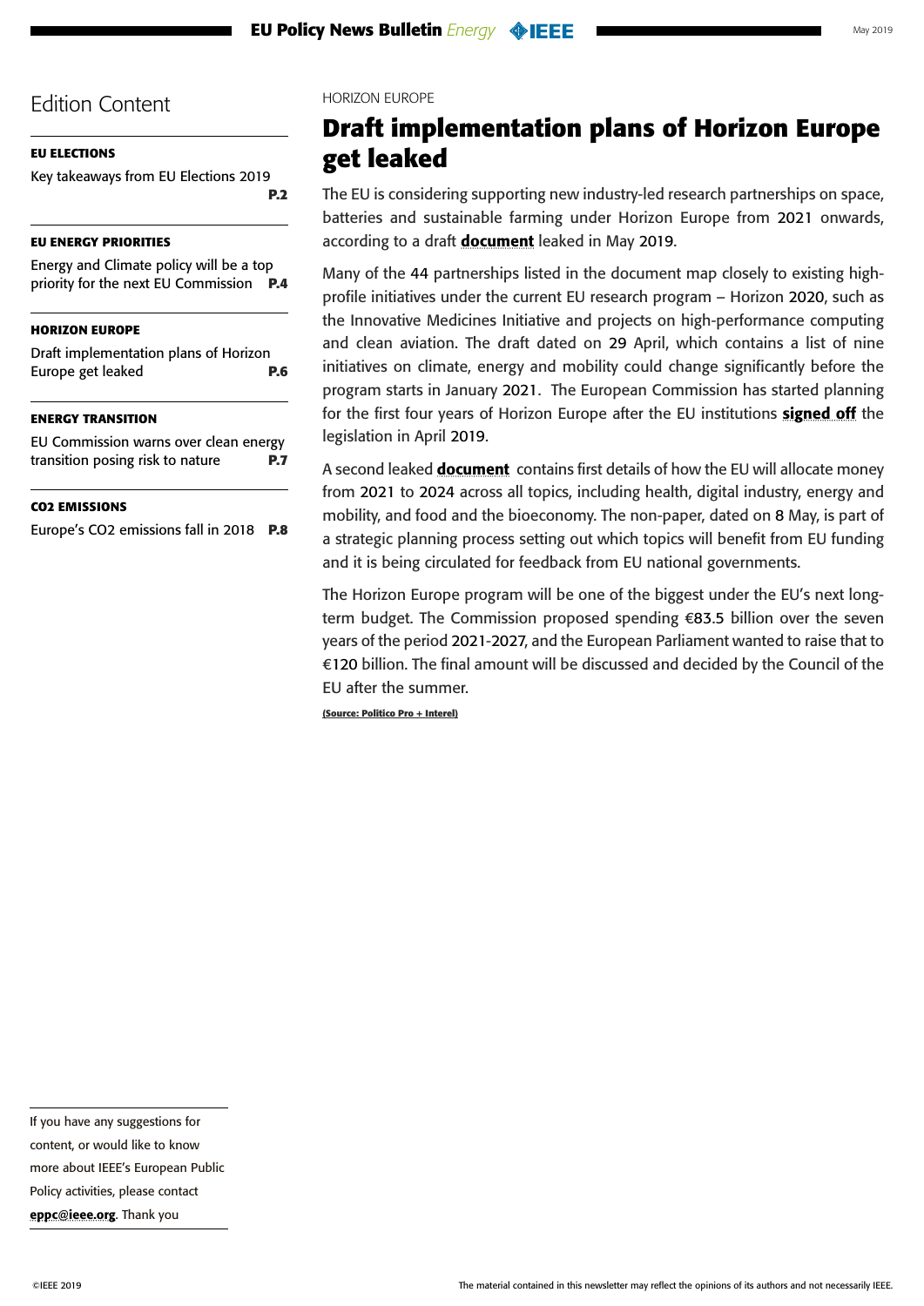## Edition Content

**EU ELECTIONS**

Key takeaways from EU Elections 2019 **P.2**

**EU ENERGY PRIORITIES**

Energy and Climate policy will be a top priority for the next EU Commission **P.4**

**HORIZON EUROPE**

Draft implementation plans of Horizon Europe get leaked **P.6**

**ENERGY TRANSITION**

EU Commission warns over clean energy transition posing risk to nature **P.7**

**CO2 EMISSIONS**

Europe's CO2 emissions fall in 2018 **P.8**

HORIZON EUROPE

# Draft implementation plans of Horizon Europe get leaked

The EU is considering supporting new industry-led research partnerships on space, batteries and sustainable farming under Horizon Europe from 2021 onwards, according to a draft **document** leaked in May 2019.

Many of the 44 partnerships listed in the document map closely to existing high-profile initiatives under the current EU research program – Horizon 2020, such as the Innovative Medicines Initiative and projects on high-performance computing and clean aviation. The draft dated on 29 April, which contains a list of nine initiatives on climate, energy and mobility could change significantly before the program starts in January 2021. The European Commission has started planning for the first four years of Horizon Europe after the EU institutions **signed off** the legislation in April 2019.

A second leaked **document** contains first details of how the EU will allocate money from 2021 to 2024 across all topics, including health, digital industry, energy and mobility, and food and the bioeconomy. The non-paper, dated on 8 May, is part of a strategic planning process setting out which topics will benefit from EU funding and it is being circulated for feedback from EU national governments.

The Horizon Europe program will be one of the biggest under the EU's next long-term budget. The Commission proposed spending €83.5 billion over the seven years of the period 2021-2027, and the European Parliament wanted to raise that to €120 billion. The final amount will be discussed and decided by the Council of the EU after the summer.

**(Source: Politico Pro + Interel)**

If you have any suggestions for content, or would like to know more about IEEE's European Public Policy activities, please contact **eppc@ieee.org**. Thank you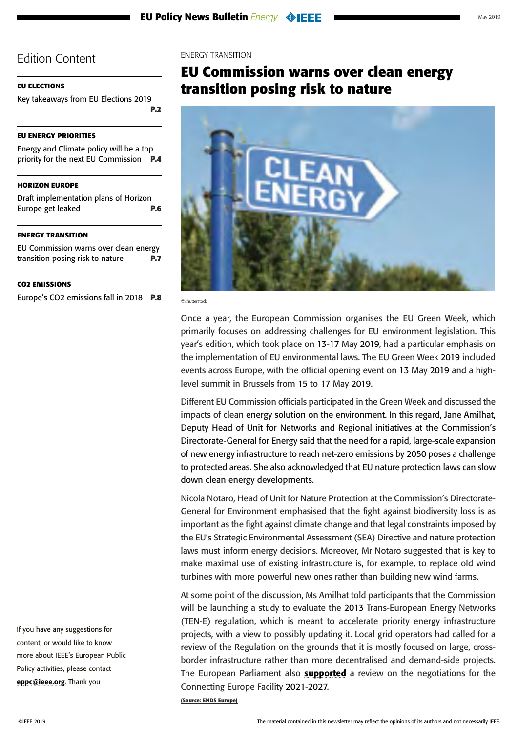## Edition Content

**EU ELECTIONS**

Key takeaways from EU Elections 2019 **P.2**

**EU ENERGY PRIORITIES**

Energy and Climate policy will be a top priority for the next EU Commission **P.4**

**HORIZON EUROPE**

Draft implementation plans of Horizon Europe get leaked **P.6**

**ENERGY TRANSITION**

EU Commission warns over clean energy transition posing risk to nature **P.7**

**CO2 EMISSIONS**

Europe's $CO_2$ emissions fall in 2018 **P.8**

If you have any suggestions for content, or would like to know more about IEEE's European Public Policy activities, please contact **eppc@ieee.org**. Thank you

ENERGY TRANSITION

# EU Commission warns over clean energy transition posing risk to nature

©shutterstock

Once a year, the European Commission organises the EU Green Week, which primarily focuses on addressing challenges for EU environment legislation. This year's edition, which took place on 13-17 May 2019, had a particular emphasis on the implementation of EU environmental laws. The EU Green Week 2019 included events across Europe, with the official opening event on 13 May 2019 and a high-level summit in Brussels from 15 to 17 May 2019.

Different EU Commission officials participated in the Green Week and discussed the impacts of clean energy solution on the environment. In this regard, Jane Amilhat, Deputy Head of Unit for Networks and Regional initiatives at the Commission's Directorate-General for Energy said that the need for a rapid, large-scale expansion of new energy infrastructure to reach net-zero emissions by 2050 poses a challenge to protected areas. She also acknowledged that EU nature protection laws can slow down clean energy developments.

Nicola Notaro, Head of Unit for Nature Protection at the Commission's Directorate-General for Environment emphasised that the fight against biodiversity loss is as important as the fight against climate change and that legal constraints imposed by the EU's Strategic Environmental Assessment (SEA) Directive and nature protection laws must inform energy decisions. Moreover, Mr Notaro suggested that is key to make maximal use of existing infrastructure is, for example, to replace old wind turbines with more powerful new ones rather than building new wind farms.

At some point of the discussion, Ms Amilhat told participants that the Commission will be launching a study to evaluate the 2013 Trans-European Energy Networks (TEN-E) regulation, which is meant to accelerate priority energy infrastructure projects, with a view to possibly updating it. Local grid operators had called for a review of the Regulation on the grounds that it is mostly focused on large, cross-border infrastructure rather than more decentralised and demand-side projects. The European Parliament also **supported** a review on the negotiations for the Connecting Europe Facility 2021-2027.

**(Source: ENDS Europe)**

The material contained in this newsletter may reflect the opinions of its authors and not necessarily IEEE.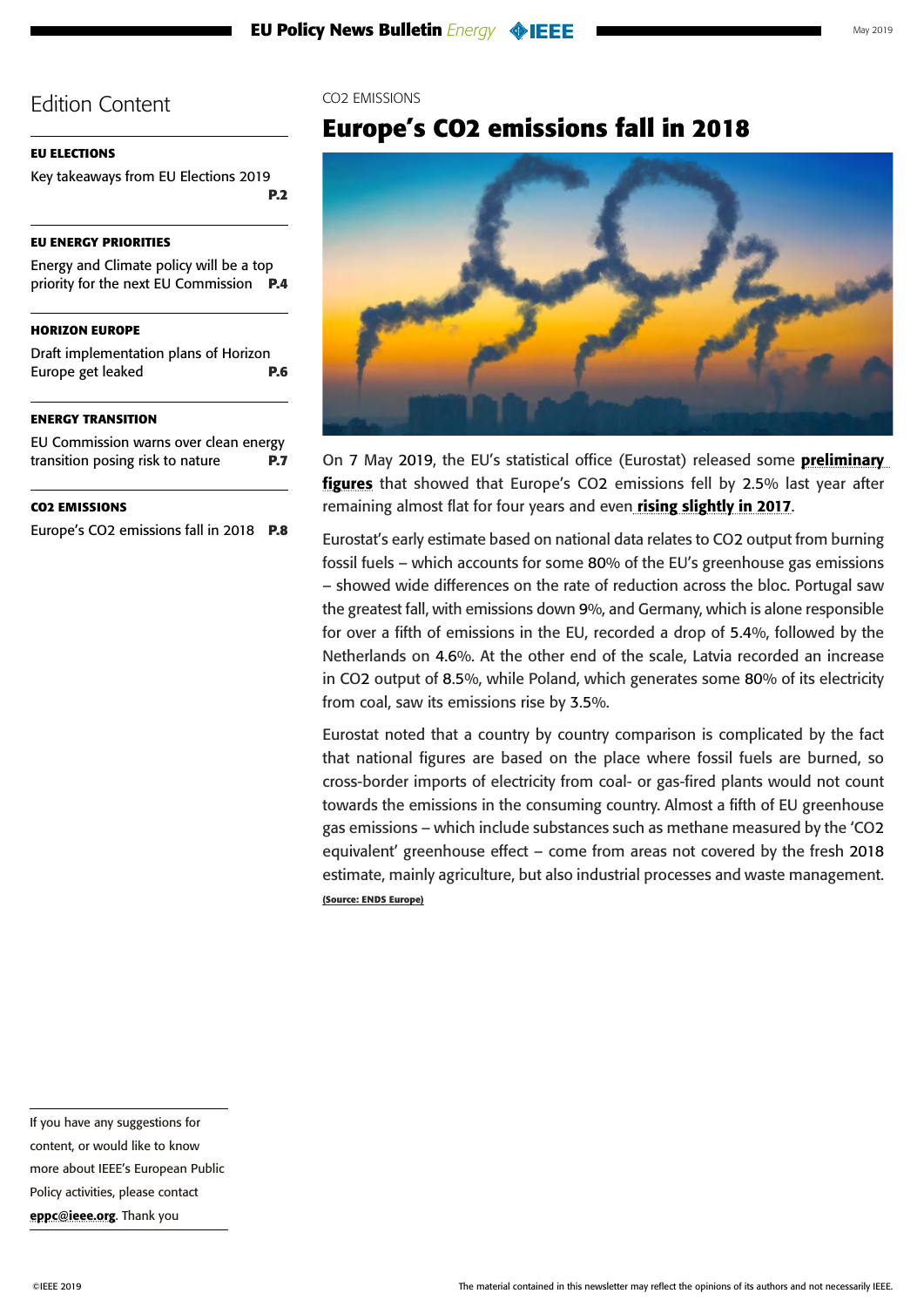## Edition Content

**EU ELECTIONS**

Key takeaways from EU Elections 2019 **P.2**

**EU ENERGY PRIORITIES**

Energy and Climate policy will be a top priority for the next EU Commission **P.4**

**HORIZON EUROPE**

Draft implementation plans of Horizon Europe get leaked **P.6**

**ENERGY TRANSITION**

EU Commission warns over clean energy transition posing risk to nature **P.7**

**CO2 EMISSIONS**

Europe's CO2 emissions fall in 2018 **P.8**

If you have any suggestions for content, or would like to know more about IEEE's European Public Policy activities, please contact **eppc@ieee.org**. Thank you

CO2 EMISSIONS

# Europe's CO2 emissions fall in 2018

On 7 May 2019, the EU's statistical office (Eurostat) released some **preliminary figures** that showed that Europe's $CO_2$ emissions fell by 2.5% last year after remaining almost flat for four years and even **rising slightly in 2017**.

Eurostat's early estimate based on national data relates to $CO_2$ output from burning fossil fuels – which accounts for some 80% of the EU's greenhouse gas emissions – showed wide differences on the rate of reduction across the bloc. Portugal saw the greatest fall, with emissions down 9%, and Germany, which is alone responsible for over a fifth of emissions in the EU, recorded a drop of 5.4%, followed by the Netherlands on 4.6%. At the other end of the scale, Latvia recorded an increase in $CO_2$ output of 8.5%, while Poland, which generates some 80% of its electricity from coal, saw its emissions rise by 3.5%.

Eurostat noted that a country by country comparison is complicated by the fact that national figures are based on the place where fossil fuels are burned, so cross-border imports of electricity from coal- or gas-fired plants would not count towards the emissions in the consuming country. Almost a fifth of EU greenhouse gas emissions – which include substances such as methane measured by the '$CO_2$ equivalent' greenhouse effect – come from areas not covered by the fresh 2018 estimate, mainly agriculture, but also industrial processes and waste management. **(Source: ENDS Europe)**